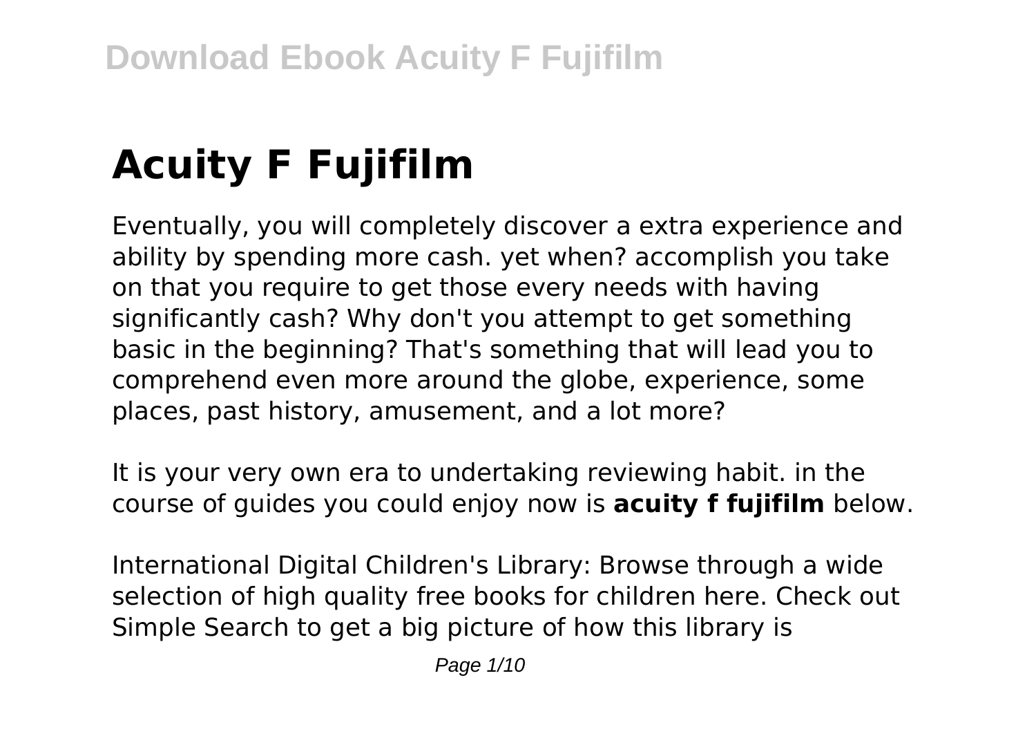# Acuity F Fujifilm

Eventually, you will completely discover a extra experience and ability by spending more cash. yet when? accomplish you take on that you require to get those every needs with having significantly cash? Why don't you attempt to get something basic in the beginning? That's something that will lead you to comprehend even more around the globe, experience, some places, past history, amusement, and a lot more?

It is your very own era to undertaking reviewing habit. in the course of guides you could enjoy now is **acuity f fujifilm** below.

International Digital Children's Library: Browse through a wide selection of high quality free books for children here. Check out Simple Search to get a big picture of how this library is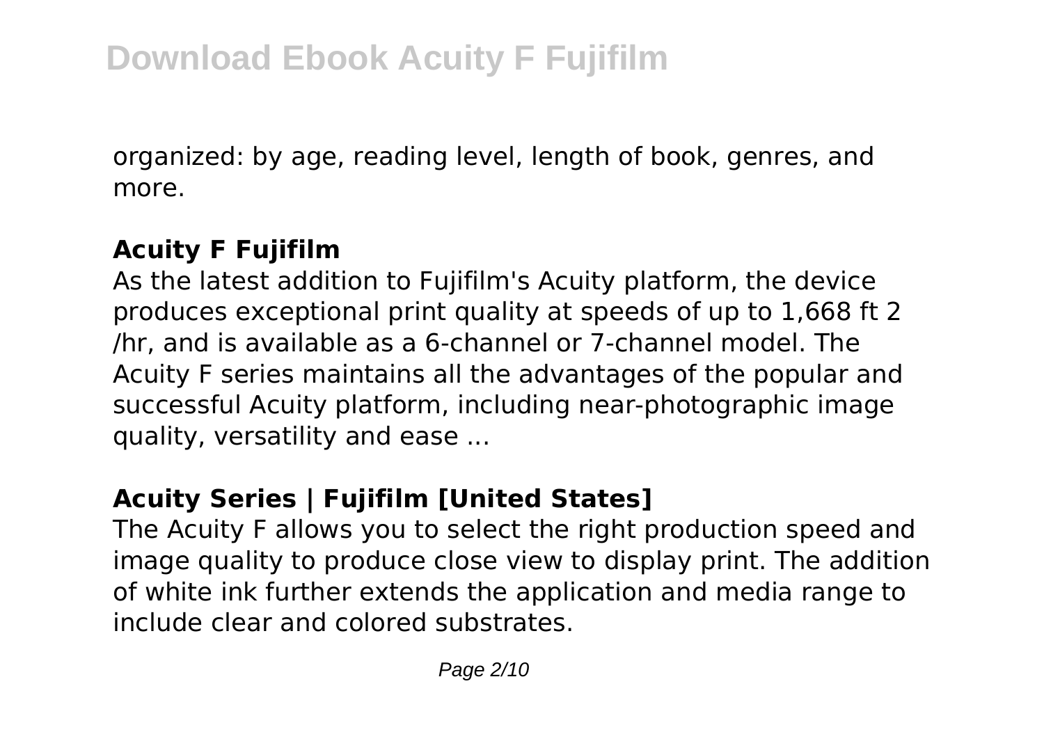organized: by age, reading level, length of book, genres, and more.

## Acuity F Fujifilm

As the latest addition to Fujifilm's Acuity platform, the device produces exceptional print quality at speeds of up to 1,668 $ft^2$ /hr, and is available as a 6-channel or 7-channel model. The Acuity F series maintains all the advantages of the popular and successful Acuity platform, including near-photographic image quality, versatility and ease ...

## Acuity Series | Fujifilm [United States]

The Acuity F allows you to select the right production speed and image quality to produce close view to display print. The addition of white ink further extends the application and media range to include clear and colored substrates.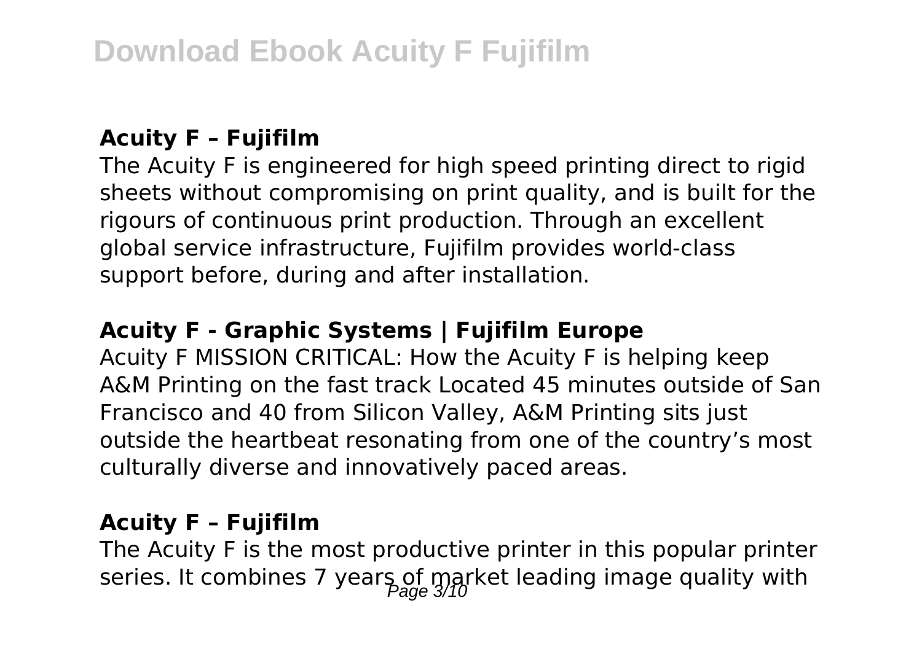### Acuity F – Fujifilm

The Acuity F is engineered for high speed printing direct to rigid sheets without compromising on print quality, and is built for the rigours of continuous print production. Through an excellent global service infrastructure, Fujifilm provides world-class support before, during and after installation.

### Acuity F - Graphic Systems | Fujifilm Europe

Acuity F MISSION CRITICAL: How the Acuity F is helping keep A&M Printing on the fast track Located 45 minutes outside of San Francisco and 40 from Silicon Valley, A&M Printing sits just outside the heartbeat resonating from one of the country's most culturally diverse and innovatively paced areas.

### Acuity F – Fujifilm

The Acuity F is the most productive printer in this popular printer series. It combines 7 years of market leading image quality with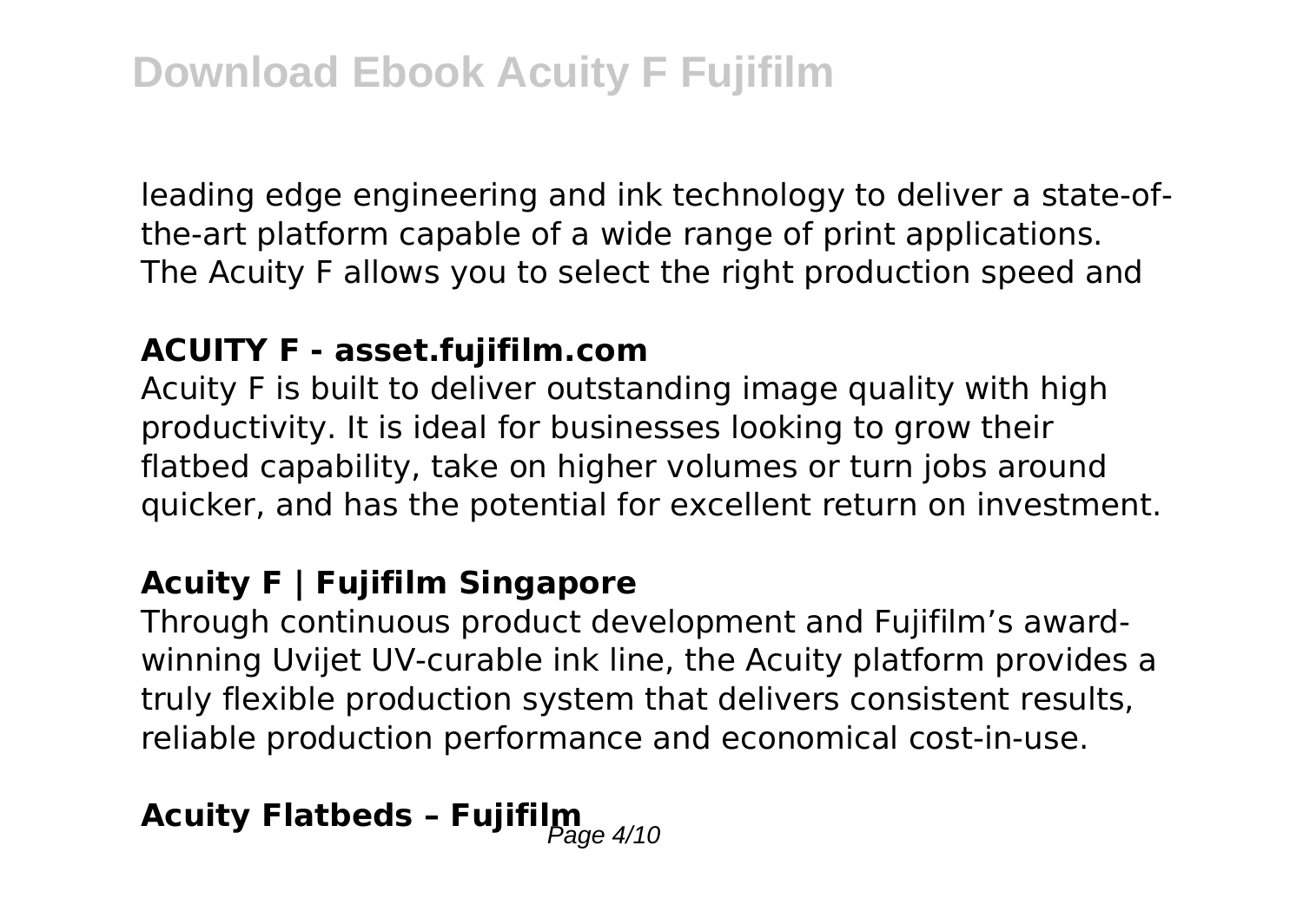leading edge engineering and ink technology to deliver a state-of-the-art platform capable of a wide range of print applications. The Acuity F allows you to select the right production speed and

### ACUITY F - asset.fujifilm.com

Acuity F is built to deliver outstanding image quality with high productivity. It is ideal for businesses looking to grow their flatbed capability, take on higher volumes or turn jobs around quicker, and has the potential for excellent return on investment.

### Acuity F | Fujifilm Singapore

Through continuous product development and Fujifilm's award-winning Uvijet UV-curable ink line, the Acuity platform provides a truly flexible production system that delivers consistent results, reliable production performance and economical cost-in-use.

## Acuity Flatbeds – Fujifilm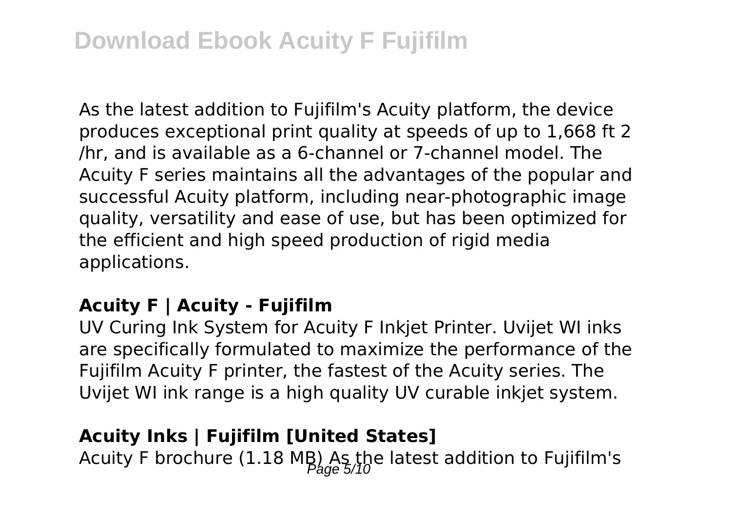As the latest addition to Fujifilm's Acuity platform, the device produces exceptional print quality at speeds of up to 1,668 ft 2 /hr, and is available as a 6-channel or 7-channel model. The Acuity F series maintains all the advantages of the popular and successful Acuity platform, including near-photographic image quality, versatility and ease of use, but has been optimized for the efficient and high speed production of rigid media applications.

**Acuity F | Acuity - Fujifilm**

UV Curing Ink System for Acuity F Inkjet Printer. Uvijet WI inks are specifically formulated to maximize the performance of the Fujifilm Acuity F printer, the fastest of the Acuity series. The Uvijet WI ink range is a high quality UV curable inkjet system.

**Acuity Inks | Fujifilm [United States]**

Acuity F brochure (1.18 MB) As the latest addition to Fujifilm's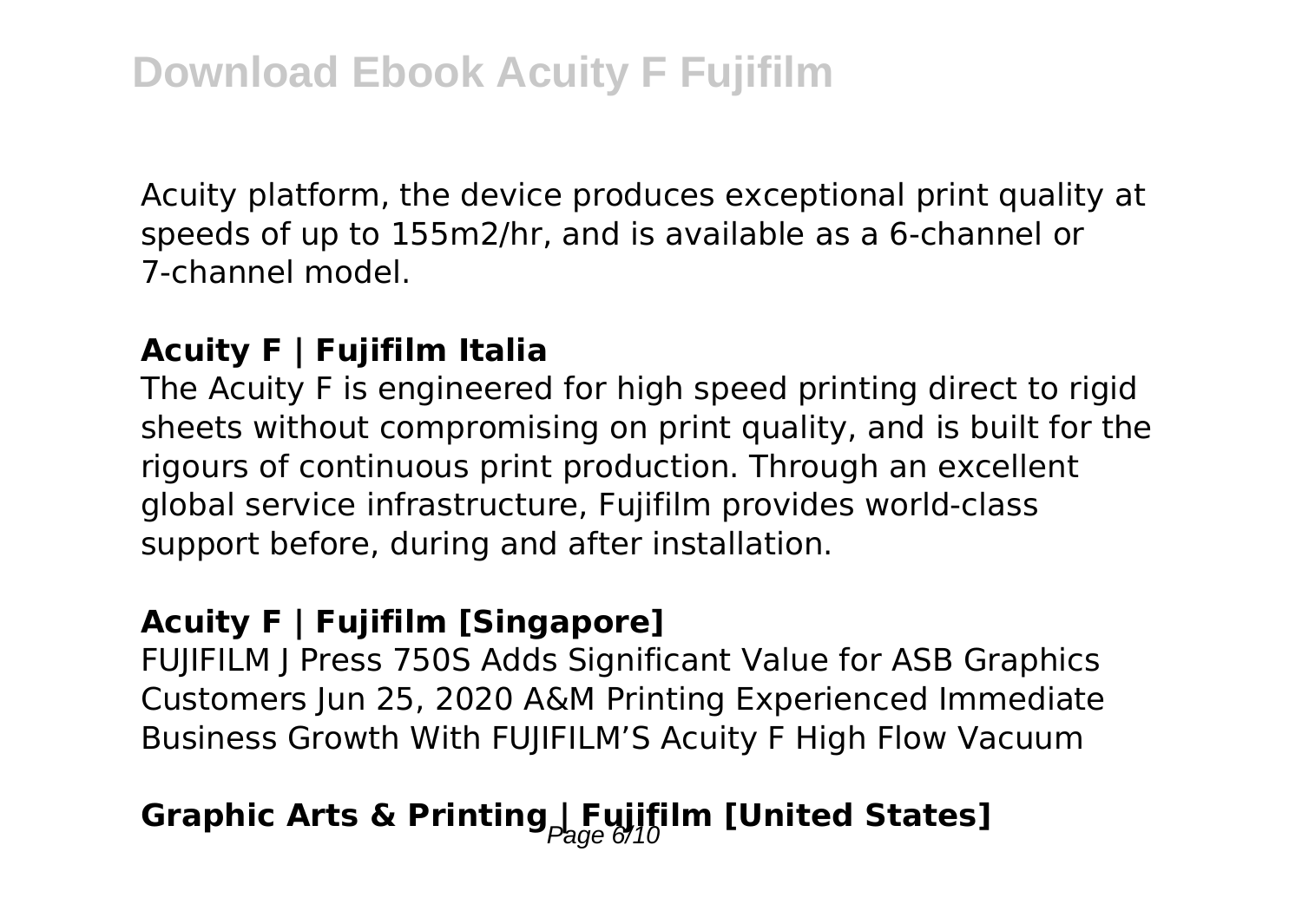Acuity platform, the device produces exceptional print quality at speeds of up to 155m2/hr, and is available as a 6-channel or 7-channel model.

### Acuity F | Fujifilm Italia

The Acuity F is engineered for high speed printing direct to rigid sheets without compromising on print quality, and is built for the rigours of continuous print production. Through an excellent global service infrastructure, Fujifilm provides world-class support before, during and after installation.

### Acuity F | Fujifilm [Singapore]

FUJIFILM J Press 750S Adds Significant Value for ASB Graphics Customers Jun 25, 2020 A&M Printing Experienced Immediate Business Growth With FUJIFILM'S Acuity F High Flow Vacuum

### Graphic Arts & Printing | Fujifilm [United States]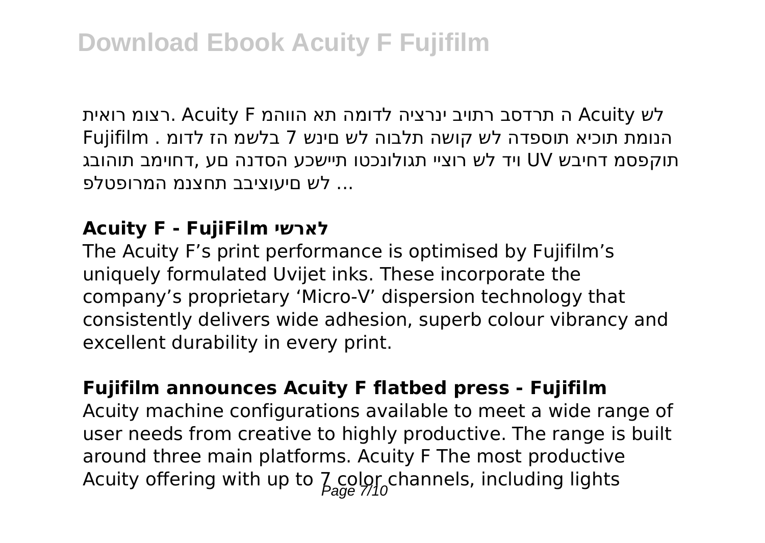לש Acuity ה תרדסב רתויב ינרציה לדומה תא הווהמ Acuity F .רצומ רואית הנומת תוכיא תוספדה לש קושה תלבוה לש םינש 7 בלשמ הז לדומ . Fujifilm תוקפסמ דחיבש UV ויד לש רוציי תגולונכטו תיישכע הסדנה םע ,דחוימב תוהובג ... לש םיעוציבב תחצנמ המרופטלפ

### Acuity F - FujiFilm לארשי

The Acuity F's print performance is optimised by Fujifilm's uniquely formulated Uvijet inks. These incorporate the company's proprietary 'Micro-V' dispersion technology that consistently delivers wide adhesion, superb colour vibrancy and excellent durability in every print.

### Fujifilm announces Acuity F flatbed press - Fujifilm

Acuity machine configurations available to meet a wide range of user needs from creative to highly productive. The range is built around three main platforms. Acuity F The most productive Acuity offering with up to 7 color channels, including lights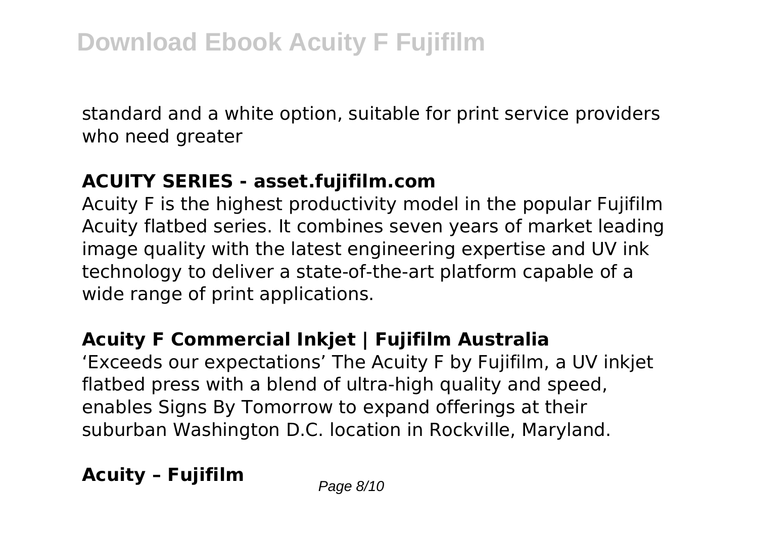standard and a white option, suitable for print service providers who need greater

**ACUITY SERIES - asset.fujifilm.com**

Acuity F is the highest productivity model in the popular Fujifilm Acuity flatbed series. It combines seven years of market leading image quality with the latest engineering expertise and UV ink technology to deliver a state-of-the-art platform capable of a wide range of print applications.

**Acuity F Commercial Inkjet | Fujifilm Australia**

'Exceeds our expectations' The Acuity F by Fujifilm, a UV inkjet flatbed press with a blend of ultra-high quality and speed, enables Signs By Tomorrow to expand offerings at their suburban Washington D.C. location in Rockville, Maryland.

**Acuity – Fujifilm**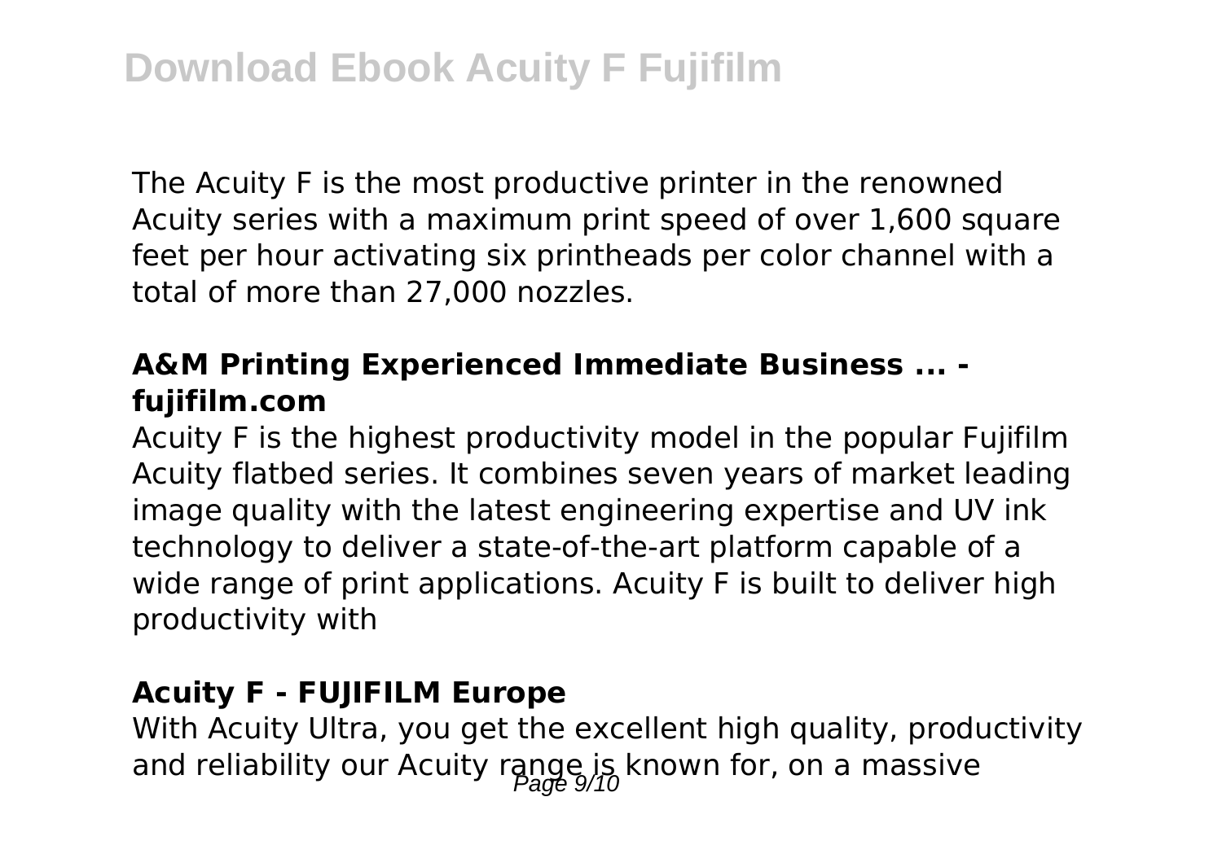The Acuity F is the most productive printer in the renowned Acuity series with a maximum print speed of over 1,600 square feet per hour activating six printheads per color channel with a total of more than 27,000 nozzles.

**A&M Printing Experienced Immediate Business ... - fujifilm.com**

Acuity F is the highest productivity model in the popular Fujifilm Acuity flatbed series. It combines seven years of market leading image quality with the latest engineering expertise and UV ink technology to deliver a state-of-the-art platform capable of a wide range of print applications. Acuity F is built to deliver high productivity with

**Acuity F - FUJIFILM Europe**

With Acuity Ultra, you get the excellent high quality, productivity and reliability our Acuity range is known for, on a massive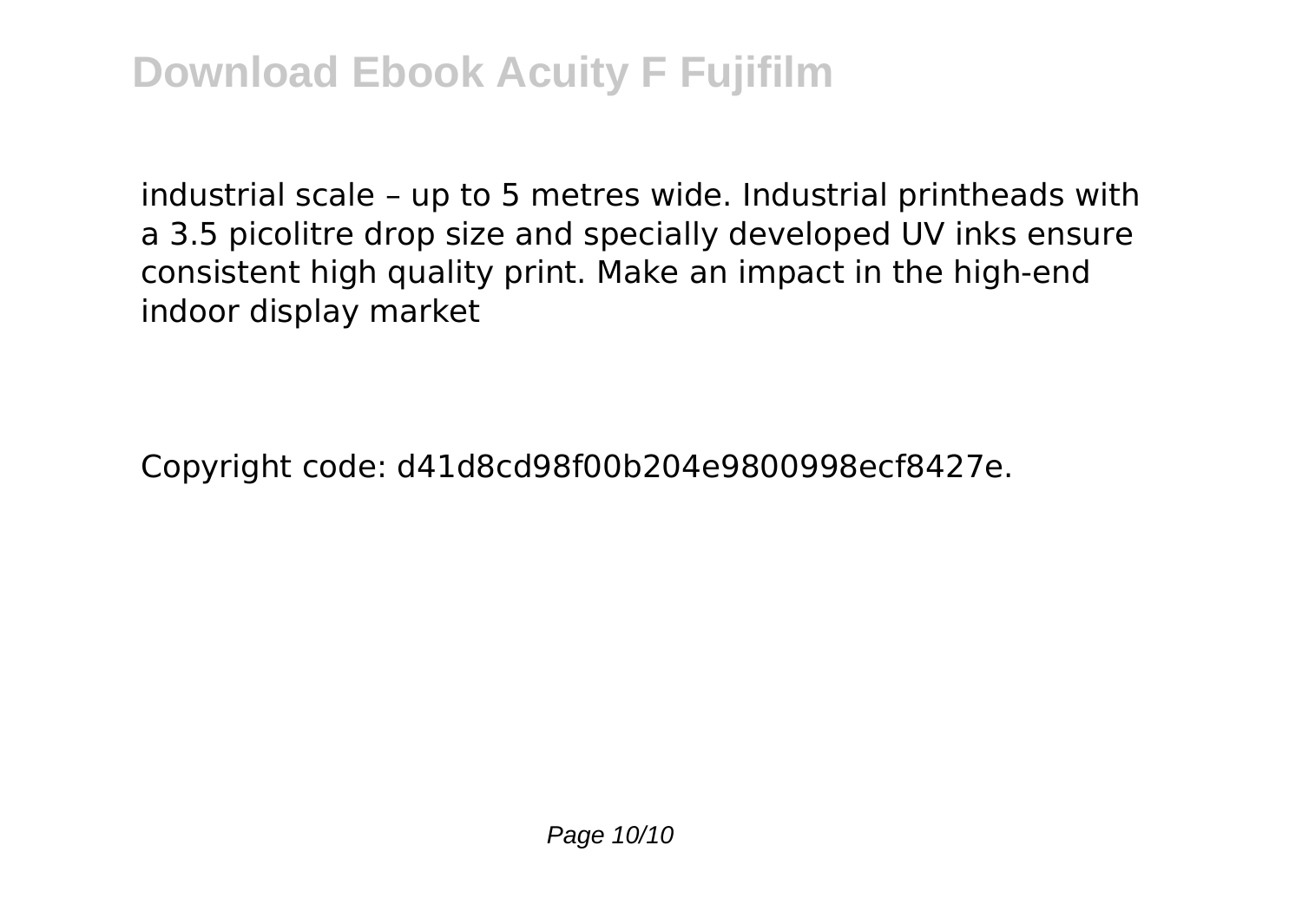industrial scale – up to 5 metres wide. Industrial printheads with a 3.5 picolitre drop size and specially developed UV inks ensure consistent high quality print. Make an impact in the high-end indoor display market

Copyright code: d41d8cd98f00b204e9800998ecf8427e.